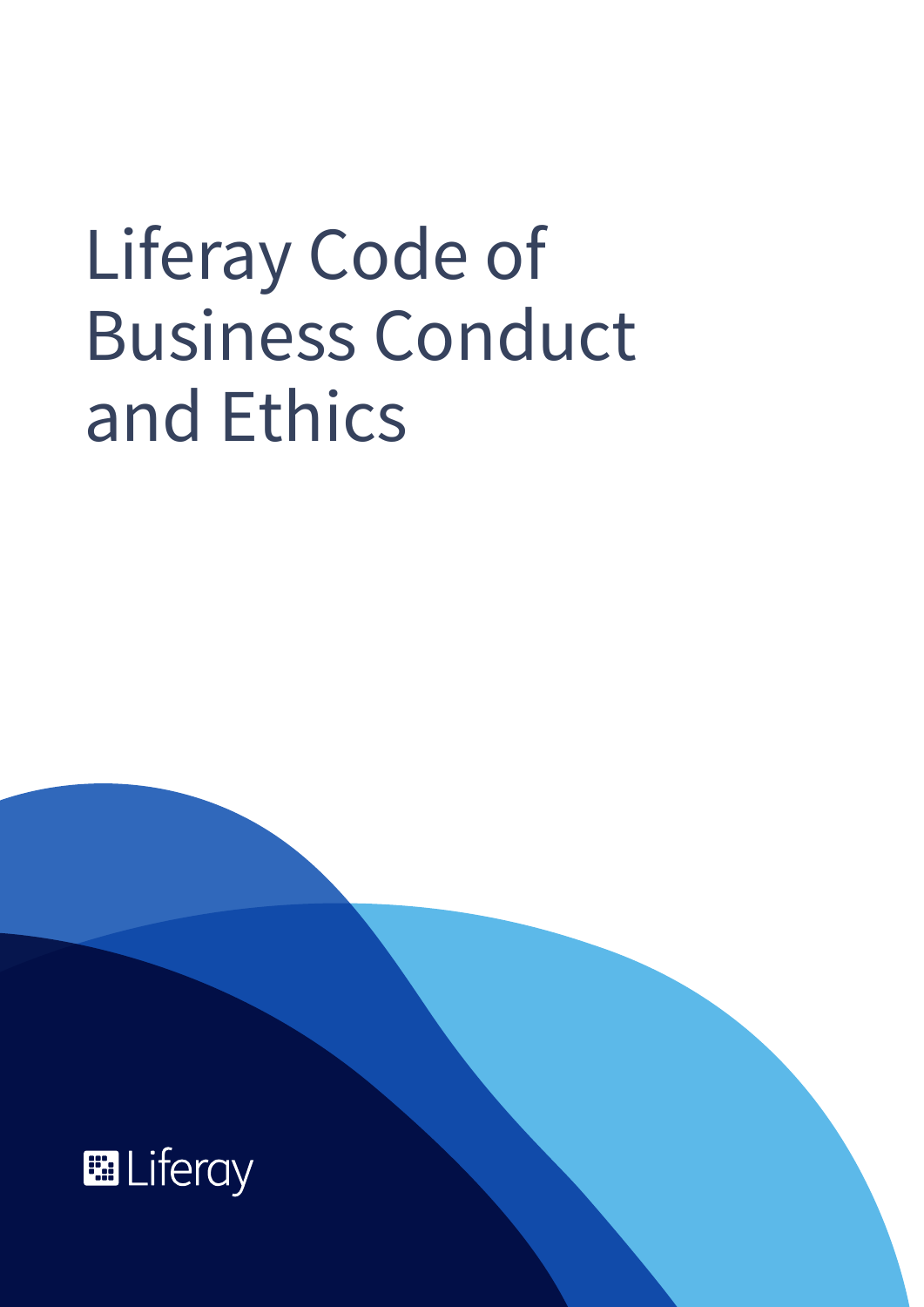# Liferay Code of Business Conduct and Ethics

Liferay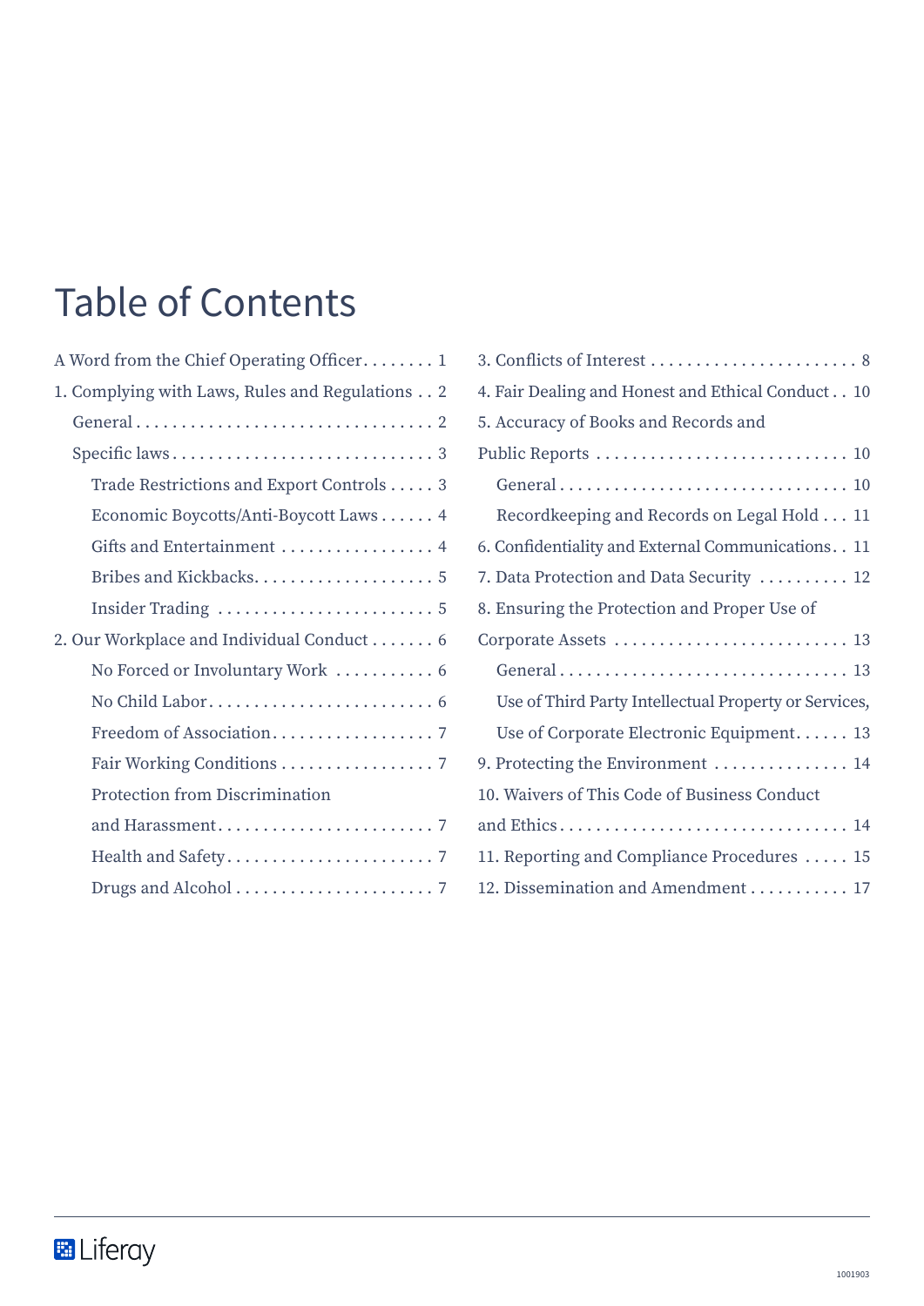# Table of Contents

- A Word from the Chief Operating Officer . . . . . . . . 1
- 1. Complying with Laws, Rules and Regulations . . 2
  - General . . . . . . . . . . . . . . . . . . . . . . . . . . . . . . . . . 2
  - Specific laws . . . . . . . . . . . . . . . . . . . . . . . . . . . . 3
    - Trade Restrictions and Export Controls . . . . . 3
    - Economic Boycotts/Anti-Boycott Laws . . . . . . 4
    - Gifts and Entertainment . . . . . . . . . . . . . . . . . 4
    - Bribes and Kickbacks. . . . . . . . . . . . . . . . . . . . 5
    - Insider Trading . . . . . . . . . . . . . . . . . . . . . . . . 5
- 2. Our Workplace and Individual Conduct . . . . . . . 6
    - No Forced or Involuntary Work . . . . . . . . . . . 6
    - No Child Labor. . . . . . . . . . . . . . . . . . . . . . . . . 6
    - Freedom of Association. . . . . . . . . . . . . . . . . . 7
    - Fair Working Conditions . . . . . . . . . . . . . . . . . 7
    - Protection from Discrimination and Harassment. . . . . . . . . . . . . . . . . . . . . . . . 7
    - Health and Safety. . . . . . . . . . . . . . . . . . . . . . . 7
    - Drugs and Alcohol . . . . . . . . . . . . . . . . . . . . . . 7
- 3. Conflicts of Interest . . . . . . . . . . . . . . . . . . . . . . . 8
- 4. Fair Dealing and Honest and Ethical Conduct . . 10
- 5. Accuracy of Books and Records and Public Reports . . . . . . . . . . . . . . . . . . . . . . . . . . . . 10
  - General . . . . . . . . . . . . . . . . . . . . . . . . . . . . . . . 10
  - Recordkeeping and Records on Legal Hold . . . 11
- 6. Confidentiality and External Communications. . 11
- 7. Data Protection and Data Security . . . . . . . . . . 12
- 8. Ensuring the Protection and Proper Use of Corporate Assets . . . . . . . . . . . . . . . . . . . . . . . . . . 13
  - General . . . . . . . . . . . . . . . . . . . . . . . . . . . . . . . 13
  - Use of Third Party Intellectual Property or Services, Use of Corporate Electronic Equipment. . . . . . 13
- 9. Protecting the Environment . . . . . . . . . . . . . . . 14
- 10. Waivers of This Code of Business Conduct and Ethics. . . . . . . . . . . . . . . . . . . . . . . . . . . . . . . 14
- 11. Reporting and Compliance Procedures . . . . . 15
- 12. Dissemination and Amendment . . . . . . . . . . . 17

Liferay

1001903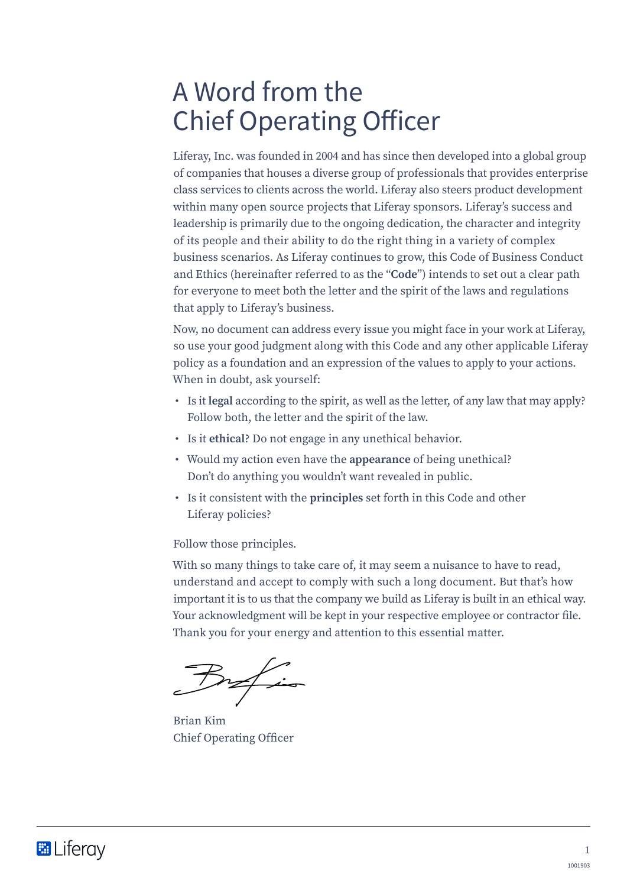# A Word from the Chief Operating Officer

Liferay, Inc. was founded in 2004 and has since then developed into a global group of companies that houses a diverse group of professionals that provides enterprise class services to clients across the world. Liferay also steers product development within many open source projects that Liferay sponsors. Liferay's success and leadership is primarily due to the ongoing dedication, the character and integrity of its people and their ability to do the right thing in a variety of complex business scenarios. As Liferay continues to grow, this Code of Business Conduct and Ethics (hereinafter referred to as the "**Code**") intends to set out a clear path for everyone to meet both the letter and the spirit of the laws and regulations that apply to Liferay's business.

Now, no document can address every issue you might face in your work at Liferay, so use your good judgment along with this Code and any other applicable Liferay policy as a foundation and an expression of the values to apply to your actions. When in doubt, ask yourself:

- Is it **legal** according to the spirit, as well as the letter, of any law that may apply? Follow both, the letter and the spirit of the law.
- Is it **ethical**? Do not engage in any unethical behavior.
- Would my action even have the **appearance** of being unethical? Don't do anything you wouldn't want revealed in public.
- Is it consistent with the **principles** set forth in this Code and other Liferay policies?

Follow those principles.

With so many things to take care of, it may seem a nuisance to have to read, understand and accept to comply with such a long document. But that's how important it is to us that the company we build as Liferay is built in an ethical way. Your acknowledgment will be kept in your respective employee or contractor file. Thank you for your energy and attention to this essential matter.

Brian Kim
Chief Operating Officer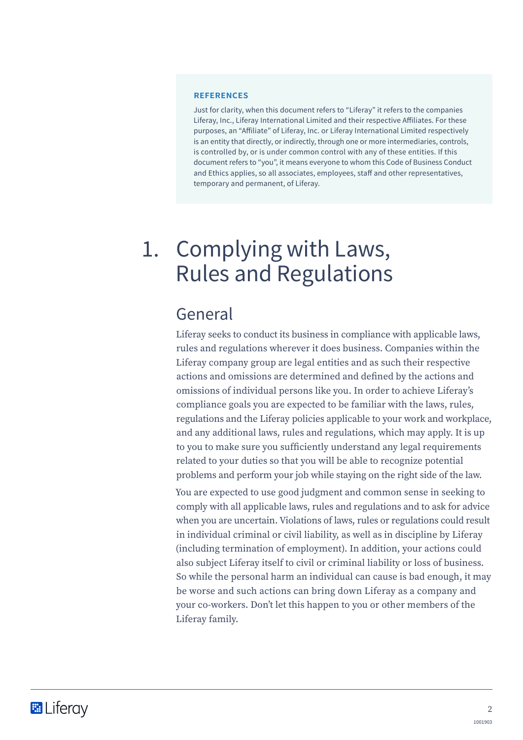**REFERENCES**

Just for clarity, when this document refers to "Liferay" it refers to the companies Liferay, Inc., Liferay International Limited and their respective Affiliates. For these purposes, an "Affiliate" of Liferay, Inc. or Liferay International Limited respectively is an entity that directly, or indirectly, through one or more intermediaries, controls, is controlled by, or is under common control with any of these entities. If this document refers to "you", it means everyone to whom this Code of Business Conduct and Ethics applies, so all associates, employees, staff and other representatives, temporary and permanent, of Liferay.

# 1. Complying with Laws, Rules and Regulations

## General

Liferay seeks to conduct its business in compliance with applicable laws, rules and regulations wherever it does business. Companies within the Liferay company group are legal entities and as such their respective actions and omissions are determined and defined by the actions and omissions of individual persons like you. In order to achieve Liferay's compliance goals you are expected to be familiar with the laws, rules, regulations and the Liferay policies applicable to your work and workplace, and any additional laws, rules and regulations, which may apply. It is up to you to make sure you sufficiently understand any legal requirements related to your duties so that you will be able to recognize potential problems and perform your job while staying on the right side of the law.

You are expected to use good judgment and common sense in seeking to comply with all applicable laws, rules and regulations and to ask for advice when you are uncertain. Violations of laws, rules or regulations could result in individual criminal or civil liability, as well as in discipline by Liferay (including termination of employment). In addition, your actions could also subject Liferay itself to civil or criminal liability or loss of business. So while the personal harm an individual can cause is bad enough, it may be worse and such actions can bring down Liferay as a company and your co-workers. Don't let this happen to you or other members of the Liferay family.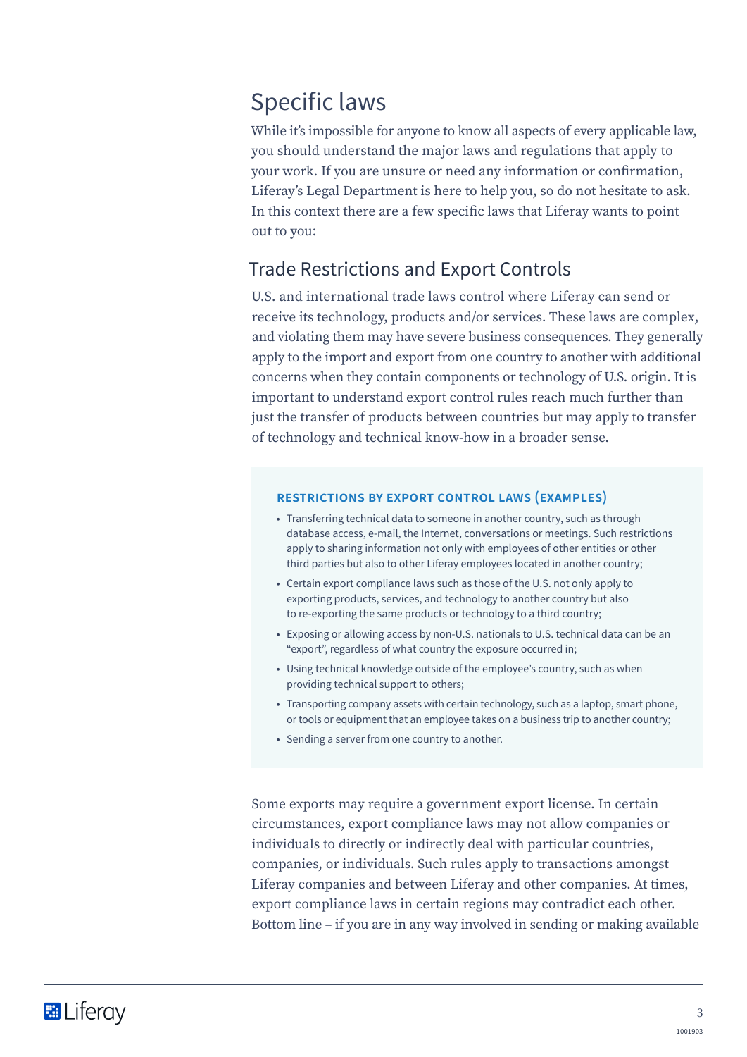# Specific laws

While it's impossible for anyone to know all aspects of every applicable law, you should understand the major laws and regulations that apply to your work. If you are unsure or need any information or confirmation, Liferay's Legal Department is here to help you, so do not hesitate to ask. In this context there are a few specific laws that Liferay wants to point out to you:

## Trade Restrictions and Export Controls

U.S. and international trade laws control where Liferay can send or receive its technology, products and/or services. These laws are complex, and violating them may have severe business consequences. They generally apply to the import and export from one country to another with additional concerns when they contain components or technology of U.S. origin. It is important to understand export control rules reach much further than just the transfer of products between countries but may apply to transfer of technology and technical know-how in a broader sense.

**RESTRICTIONS BY EXPORT CONTROL LAWS (EXAMPLES)**

- Transferring technical data to someone in another country, such as through database access, e-mail, the Internet, conversations or meetings. Such restrictions apply to sharing information not only with employees of other entities or other third parties but also to other Liferay employees located in another country;
- Certain export compliance laws such as those of the U.S. not only apply to exporting products, services, and technology to another country but also to re-exporting the same products or technology to a third country;
- Exposing or allowing access by non-U.S. nationals to U.S. technical data can be an "export", regardless of what country the exposure occurred in;
- Using technical knowledge outside of the employee's country, such as when providing technical support to others;
- Transporting company assets with certain technology, such as a laptop, smart phone, or tools or equipment that an employee takes on a business trip to another country;
- Sending a server from one country to another.

Some exports may require a government export license. In certain circumstances, export compliance laws may not allow companies or individuals to directly or indirectly deal with particular countries, companies, or individuals. Such rules apply to transactions amongst Liferay companies and between Liferay and other companies. At times, export compliance laws in certain regions may contradict each other. Bottom line – if you are in any way involved in sending or making available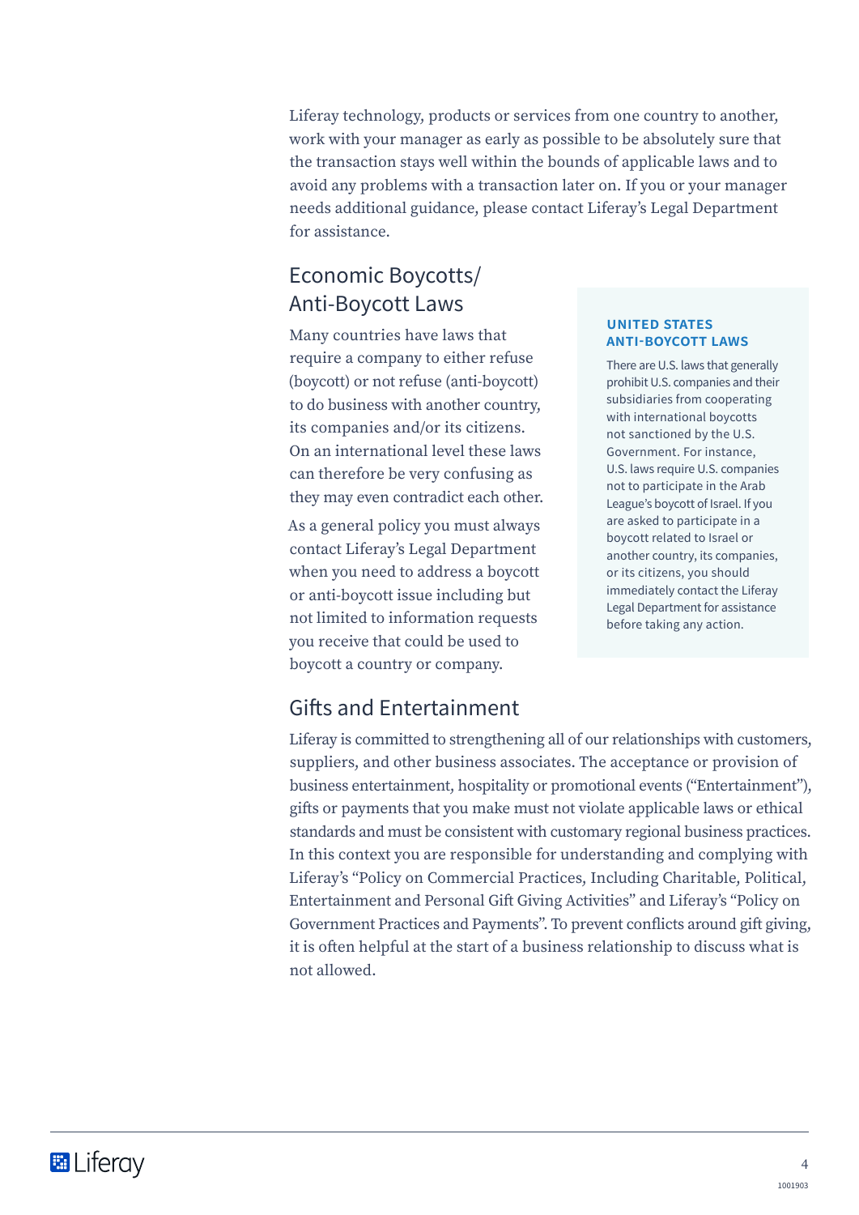Liferay technology, products or services from one country to another, work with your manager as early as possible to be absolutely sure that the transaction stays well within the bounds of applicable laws and to avoid any problems with a transaction later on. If you or your manager needs additional guidance, please contact Liferay's Legal Department for assistance.

## Economic Boycotts/ Anti-Boycott Laws

Many countries have laws that require a company to either refuse (boycott) or not refuse (anti-boycott) to do business with another country, its companies and/or its citizens. On an international level these laws can therefore be very confusing as they may even contradict each other.

As a general policy you must always contact Liferay's Legal Department when you need to address a boycott or anti-boycott issue including but not limited to information requests you receive that could be used to boycott a country or company.

**UNITED STATES ANTI-BOYCOTT LAWS**

There are U.S. laws that generally prohibit U.S. companies and their subsidiaries from cooperating with international boycotts not sanctioned by the U.S. Government. For instance, U.S. laws require U.S. companies not to participate in the Arab League's boycott of Israel. If you are asked to participate in a boycott related to Israel or another country, its companies, or its citizens, you should immediately contact the Liferay Legal Department for assistance before taking any action.

## Gifts and Entertainment

Liferay is committed to strengthening all of our relationships with customers, suppliers, and other business associates. The acceptance or provision of business entertainment, hospitality or promotional events ("Entertainment"), gifts or payments that you make must not violate applicable laws or ethical standards and must be consistent with customary regional business practices. In this context you are responsible for understanding and complying with Liferay's "Policy on Commercial Practices, Including Charitable, Political, Entertainment and Personal Gift Giving Activities" and Liferay's "Policy on Government Practices and Payments". To prevent conflicts around gift giving, it is often helpful at the start of a business relationship to discuss what is not allowed.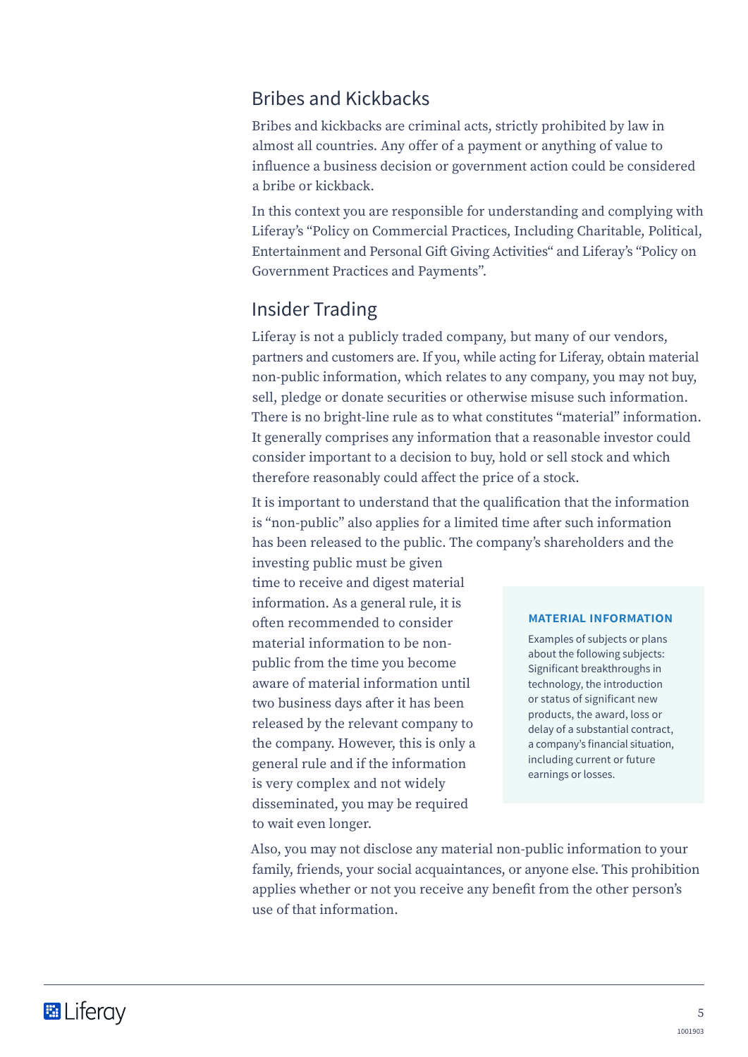## Bribes and Kickbacks

Bribes and kickbacks are criminal acts, strictly prohibited by law in almost all countries. Any offer of a payment or anything of value to influence a business decision or government action could be considered a bribe or kickback.

In this context you are responsible for understanding and complying with Liferay's "Policy on Commercial Practices, Including Charitable, Political, Entertainment and Personal Gift Giving Activities" and Liferay's "Policy on Government Practices and Payments".

## Insider Trading

Liferay is not a publicly traded company, but many of our vendors, partners and customers are. If you, while acting for Liferay, obtain material non-public information, which relates to any company, you may not buy, sell, pledge or donate securities or otherwise misuse such information. There is no bright-line rule as to what constitutes "material" information. It generally comprises any information that a reasonable investor could consider important to a decision to buy, hold or sell stock and which therefore reasonably could affect the price of a stock.

It is important to understand that the qualification that the information is "non-public" also applies for a limited time after such information has been released to the public. The company's shareholders and the investing public must be given time to receive and digest material information. As a general rule, it is often recommended to consider material information to be non-public from the time you become aware of material information until two business days after it has been released by the relevant company to the company. However, this is only a general rule and if the information is very complex and not widely disseminated, you may be required to wait even longer.

**MATERIAL INFORMATION**

Examples of subjects or plans about the following subjects: Significant breakthroughs in technology, the introduction or status of significant new products, the award, loss or delay of a substantial contract, a company's financial situation, including current or future earnings or losses.

Also, you may not disclose any material non-public information to your family, friends, your social acquaintances, or anyone else. This prohibition applies whether or not you receive any benefit from the other person's use of that information.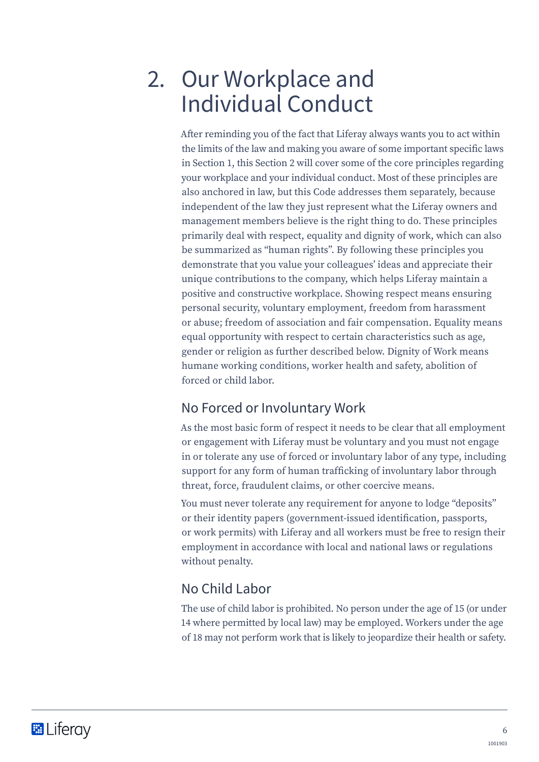# 2. Our Workplace and Individual Conduct

After reminding you of the fact that Liferay always wants you to act within the limits of the law and making you aware of some important specific laws in Section 1, this Section 2 will cover some of the core principles regarding your workplace and your individual conduct. Most of these principles are also anchored in law, but this Code addresses them separately, because independent of the law they just represent what the Liferay owners and management members believe is the right thing to do. These principles primarily deal with respect, equality and dignity of work, which can also be summarized as "human rights". By following these principles you demonstrate that you value your colleagues' ideas and appreciate their unique contributions to the company, which helps Liferay maintain a positive and constructive workplace. Showing respect means ensuring personal security, voluntary employment, freedom from harassment or abuse; freedom of association and fair compensation. Equality means equal opportunity with respect to certain characteristics such as age, gender or religion as further described below. Dignity of Work means humane working conditions, worker health and safety, abolition of forced or child labor.

## No Forced or Involuntary Work

As the most basic form of respect it needs to be clear that all employment or engagement with Liferay must be voluntary and you must not engage in or tolerate any use of forced or involuntary labor of any type, including support for any form of human trafficking of involuntary labor through threat, force, fraudulent claims, or other coercive means.

You must never tolerate any requirement for anyone to lodge "deposits" or their identity papers (government-issued identification, passports, or work permits) with Liferay and all workers must be free to resign their employment in accordance with local and national laws or regulations without penalty.

## No Child Labor

The use of child labor is prohibited. No person under the age of 15 (or under 14 where permitted by local law) may be employed. Workers under the age of 18 may not perform work that is likely to jeopardize their health or safety.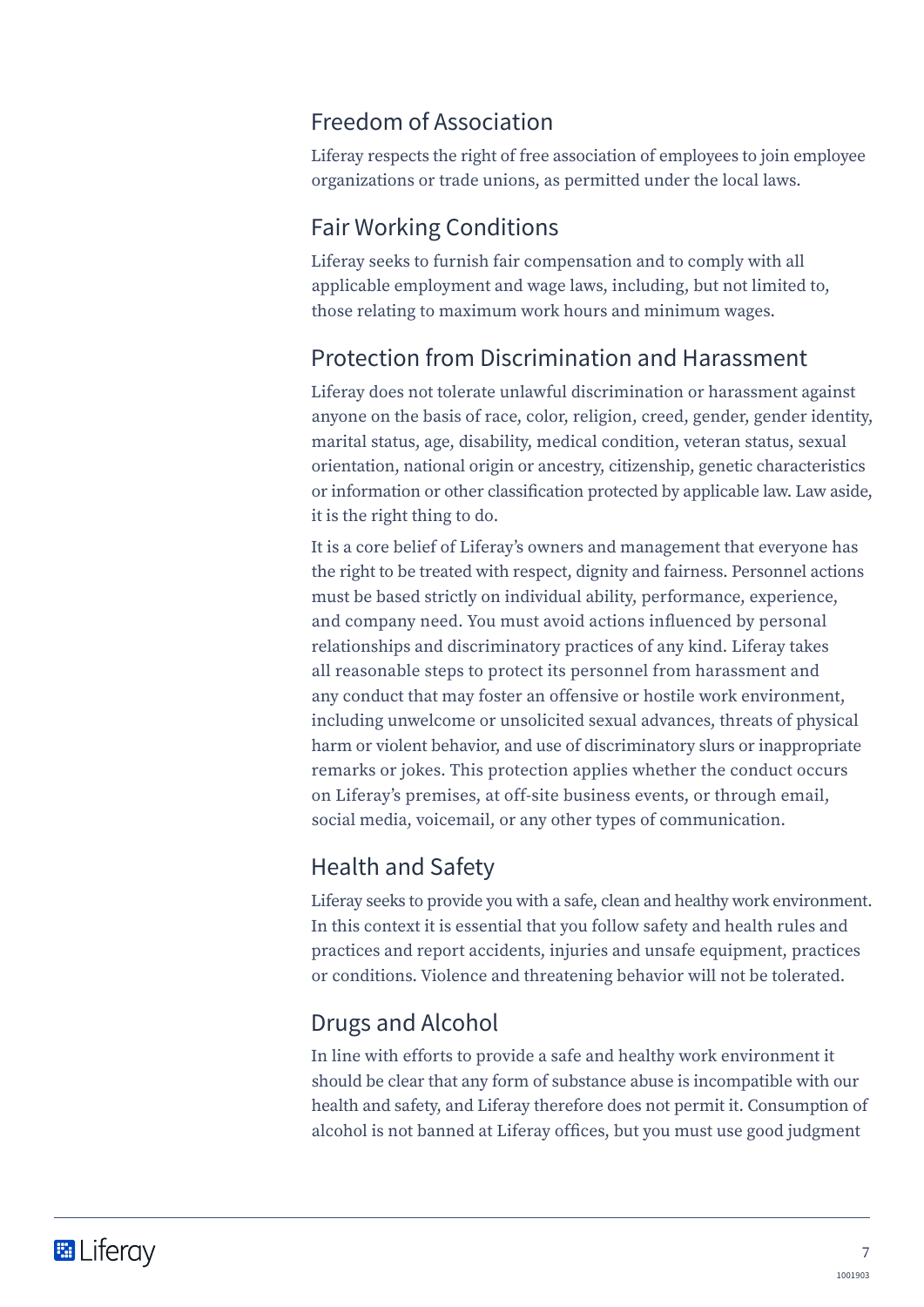## Freedom of Association

Liferay respects the right of free association of employees to join employee organizations or trade unions, as permitted under the local laws.

## Fair Working Conditions

Liferay seeks to furnish fair compensation and to comply with all applicable employment and wage laws, including, but not limited to, those relating to maximum work hours and minimum wages.

## Protection from Discrimination and Harassment

Liferay does not tolerate unlawful discrimination or harassment against anyone on the basis of race, color, religion, creed, gender, gender identity, marital status, age, disability, medical condition, veteran status, sexual orientation, national origin or ancestry, citizenship, genetic characteristics or information or other classification protected by applicable law. Law aside, it is the right thing to do.

It is a core belief of Liferay's owners and management that everyone has the right to be treated with respect, dignity and fairness. Personnel actions must be based strictly on individual ability, performance, experience, and company need. You must avoid actions influenced by personal relationships and discriminatory practices of any kind. Liferay takes all reasonable steps to protect its personnel from harassment and any conduct that may foster an offensive or hostile work environment, including unwelcome or unsolicited sexual advances, threats of physical harm or violent behavior, and use of discriminatory slurs or inappropriate remarks or jokes. This protection applies whether the conduct occurs on Liferay's premises, at off-site business events, or through email, social media, voicemail, or any other types of communication.

## Health and Safety

Liferay seeks to provide you with a safe, clean and healthy work environment. In this context it is essential that you follow safety and health rules and practices and report accidents, injuries and unsafe equipment, practices or conditions. Violence and threatening behavior will not be tolerated.

## Drugs and Alcohol

In line with efforts to provide a safe and healthy work environment it should be clear that any form of substance abuse is incompatible with our health and safety, and Liferay therefore does not permit it. Consumption of alcohol is not banned at Liferay offices, but you must use good judgment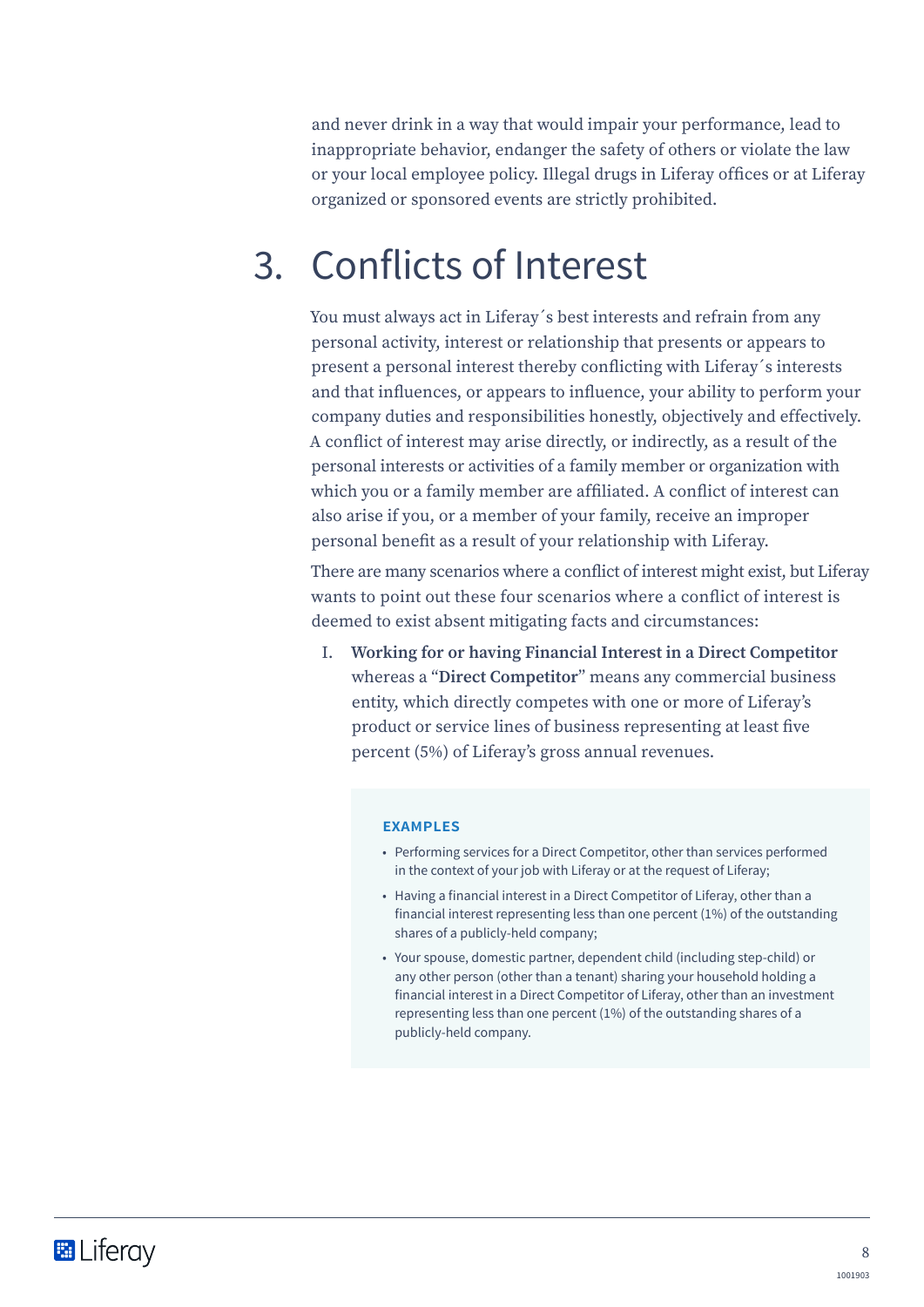and never drink in a way that would impair your performance, lead to inappropriate behavior, endanger the safety of others or violate the law or your local employee policy. Illegal drugs in Liferay offices or at Liferay organized or sponsored events are strictly prohibited.

# 3. Conflicts of Interest

You must always act in Liferay´s best interests and refrain from any personal activity, interest or relationship that presents or appears to present a personal interest thereby conflicting with Liferay´s interests and that influences, or appears to influence, your ability to perform your company duties and responsibilities honestly, objectively and effectively. A conflict of interest may arise directly, or indirectly, as a result of the personal interests or activities of a family member or organization with which you or a family member are affiliated. A conflict of interest can also arise if you, or a member of your family, receive an improper personal benefit as a result of your relationship with Liferay.

There are many scenarios where a conflict of interest might exist, but Liferay wants to point out these four scenarios where a conflict of interest is deemed to exist absent mitigating facts and circumstances:

I. **Working for or having Financial Interest in a Direct Competitor** whereas a "**Direct Competitor**" means any commercial business entity, which directly competes with one or more of Liferay's product or service lines of business representing at least five percent (5%) of Liferay's gross annual revenues.

**EXAMPLES**

- Performing services for a Direct Competitor, other than services performed in the context of your job with Liferay or at the request of Liferay;
- Having a financial interest in a Direct Competitor of Liferay, other than a financial interest representing less than one percent (1%) of the outstanding shares of a publicly-held company;
- Your spouse, domestic partner, dependent child (including step-child) or any other person (other than a tenant) sharing your household holding a financial interest in a Direct Competitor of Liferay, other than an investment representing less than one percent (1%) of the outstanding shares of a publicly-held company.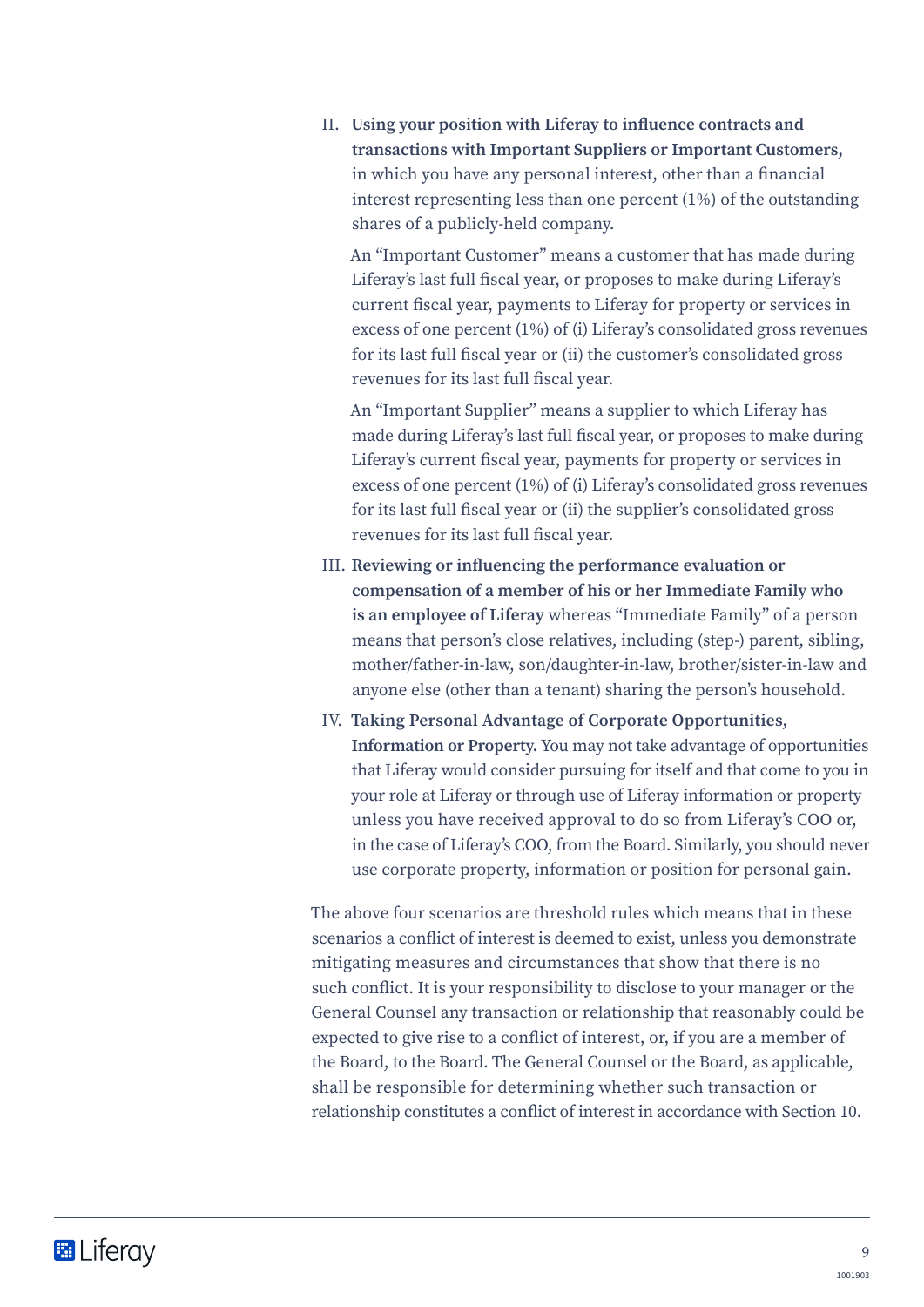II. **Using your position with Liferay to influence contracts and transactions with Important Suppliers or Important Customers,** in which you have any personal interest, other than a financial interest representing less than one percent (1%) of the outstanding shares of a publicly-held company.

    An "Important Customer" means a customer that has made during Liferay's last full fiscal year, or proposes to make during Liferay's current fiscal year, payments to Liferay for property or services in excess of one percent (1%) of (i) Liferay's consolidated gross revenues for its last full fiscal year or (ii) the customer's consolidated gross revenues for its last full fiscal year.

    An "Important Supplier" means a supplier to which Liferay has made during Liferay's last full fiscal year, or proposes to make during Liferay's current fiscal year, payments for property or services in excess of one percent (1%) of (i) Liferay's consolidated gross revenues for its last full fiscal year or (ii) the supplier's consolidated gross revenues for its last full fiscal year.

III. **Reviewing or influencing the performance evaluation or compensation of a member of his or her Immediate Family who is an employee of Liferay** whereas "Immediate Family" of a person means that person's close relatives, including (step-) parent, sibling, mother/father-in-law, son/daughter-in-law, brother/sister-in-law and anyone else (other than a tenant) sharing the person's household.

IV. **Taking Personal Advantage of Corporate Opportunities, Information or Property.** You may not take advantage of opportunities that Liferay would consider pursuing for itself and that come to you in your role at Liferay or through use of Liferay information or property unless you have received approval to do so from Liferay's COO or, in the case of Liferay's COO, from the Board. Similarly, you should never use corporate property, information or position for personal gain.

The above four scenarios are threshold rules which means that in these scenarios a conflict of interest is deemed to exist, unless you demonstrate mitigating measures and circumstances that show that there is no such conflict. It is your responsibility to disclose to your manager or the General Counsel any transaction or relationship that reasonably could be expected to give rise to a conflict of interest, or, if you are a member of the Board, to the Board. The General Counsel or the Board, as applicable, shall be responsible for determining whether such transaction or relationship constitutes a conflict of interest in accordance with Section 10.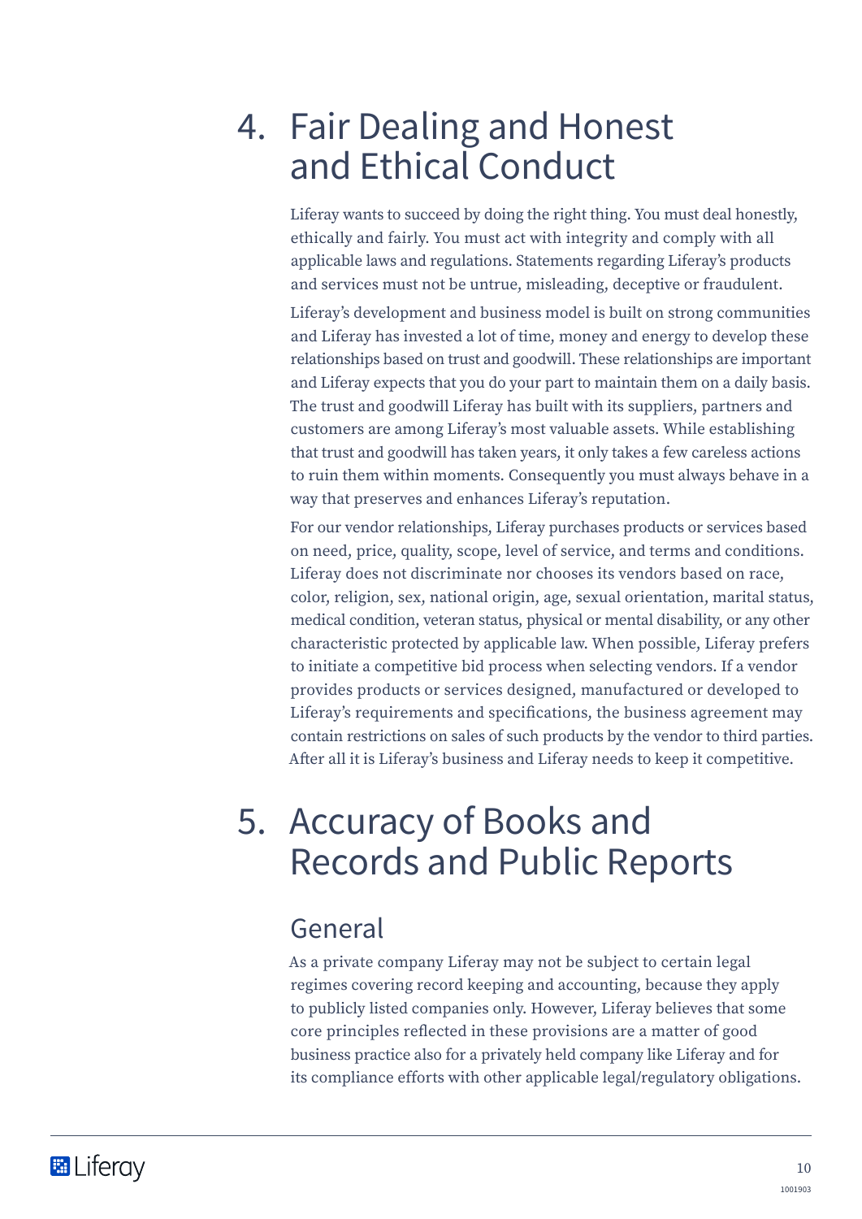# 4. Fair Dealing and Honest and Ethical Conduct

Liferay wants to succeed by doing the right thing. You must deal honestly, ethically and fairly. You must act with integrity and comply with all applicable laws and regulations. Statements regarding Liferay's products and services must not be untrue, misleading, deceptive or fraudulent.

Liferay's development and business model is built on strong communities and Liferay has invested a lot of time, money and energy to develop these relationships based on trust and goodwill. These relationships are important and Liferay expects that you do your part to maintain them on a daily basis. The trust and goodwill Liferay has built with its suppliers, partners and customers are among Liferay's most valuable assets. While establishing that trust and goodwill has taken years, it only takes a few careless actions to ruin them within moments. Consequently you must always behave in a way that preserves and enhances Liferay's reputation.

For our vendor relationships, Liferay purchases products or services based on need, price, quality, scope, level of service, and terms and conditions. Liferay does not discriminate nor chooses its vendors based on race, color, religion, sex, national origin, age, sexual orientation, marital status, medical condition, veteran status, physical or mental disability, or any other characteristic protected by applicable law. When possible, Liferay prefers to initiate a competitive bid process when selecting vendors. If a vendor provides products or services designed, manufactured or developed to Liferay's requirements and specifications, the business agreement may contain restrictions on sales of such products by the vendor to third parties. After all it is Liferay's business and Liferay needs to keep it competitive.

# 5. Accuracy of Books and Records and Public Reports

## General

As a private company Liferay may not be subject to certain legal regimes covering record keeping and accounting, because they apply to publicly listed companies only. However, Liferay believes that some core principles reflected in these provisions are a matter of good business practice also for a privately held company like Liferay and for its compliance efforts with other applicable legal/regulatory obligations.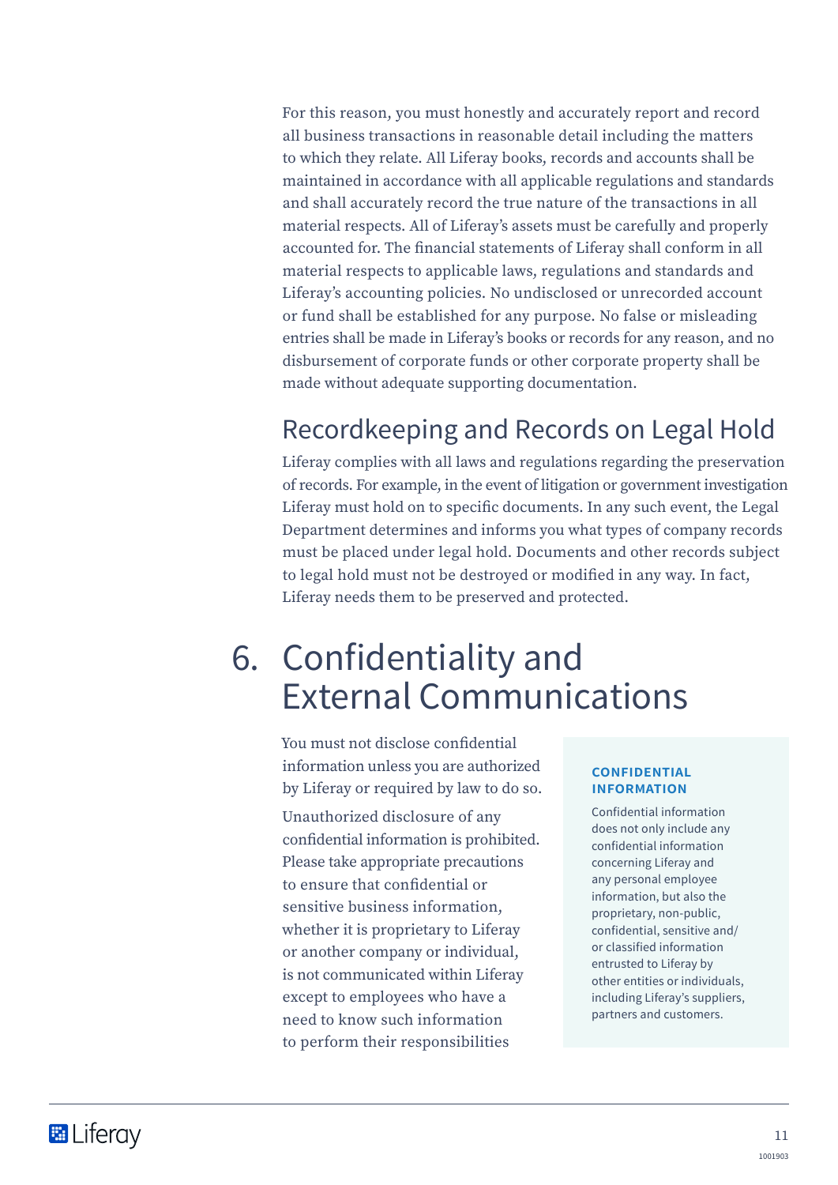For this reason, you must honestly and accurately report and record all business transactions in reasonable detail including the matters to which they relate. All Liferay books, records and accounts shall be maintained in accordance with all applicable regulations and standards and shall accurately record the true nature of the transactions in all material respects. All of Liferay's assets must be carefully and properly accounted for. The financial statements of Liferay shall conform in all material respects to applicable laws, regulations and standards and Liferay's accounting policies. No undisclosed or unrecorded account or fund shall be established for any purpose. No false or misleading entries shall be made in Liferay's books or records for any reason, and no disbursement of corporate funds or other corporate property shall be made without adequate supporting documentation.

## Recordkeeping and Records on Legal Hold

Liferay complies with all laws and regulations regarding the preservation of records. For example, in the event of litigation or government investigation Liferay must hold on to specific documents. In any such event, the Legal Department determines and informs you what types of company records must be placed under legal hold. Documents and other records subject to legal hold must not be destroyed or modified in any way. In fact, Liferay needs them to be preserved and protected.

# 6. Confidentiality and External Communications

You must not disclose confidential information unless you are authorized by Liferay or required by law to do so.

Unauthorized disclosure of any confidential information is prohibited. Please take appropriate precautions to ensure that confidential or sensitive business information, whether it is proprietary to Liferay or another company or individual, is not communicated within Liferay except to employees who have a need to know such information to perform their responsibilities

**CONFIDENTIAL INFORMATION**

Confidential information does not only include any confidential information concerning Liferay and any personal employee information, but also the proprietary, non-public, confidential, sensitive and/or classified information entrusted to Liferay by other entities or individuals, including Liferay's suppliers, partners and customers.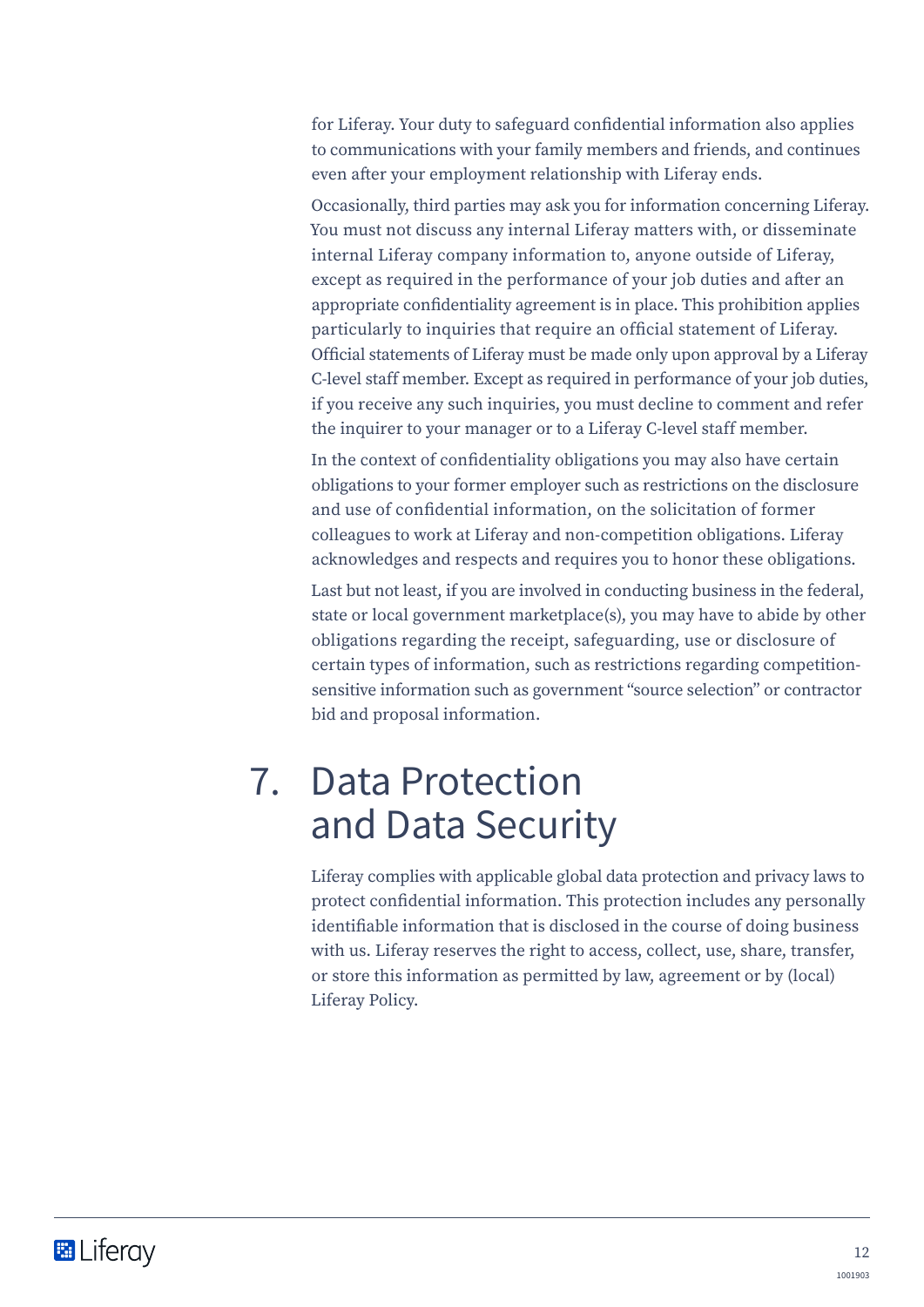for Liferay. Your duty to safeguard confidential information also applies to communications with your family members and friends, and continues even after your employment relationship with Liferay ends.

Occasionally, third parties may ask you for information concerning Liferay. You must not discuss any internal Liferay matters with, or disseminate internal Liferay company information to, anyone outside of Liferay, except as required in the performance of your job duties and after an appropriate confidentiality agreement is in place. This prohibition applies particularly to inquiries that require an official statement of Liferay. Official statements of Liferay must be made only upon approval by a Liferay C-level staff member. Except as required in performance of your job duties, if you receive any such inquiries, you must decline to comment and refer the inquirer to your manager or to a Liferay C-level staff member.

In the context of confidentiality obligations you may also have certain obligations to your former employer such as restrictions on the disclosure and use of confidential information, on the solicitation of former colleagues to work at Liferay and non-competition obligations. Liferay acknowledges and respects and requires you to honor these obligations.

Last but not least, if you are involved in conducting business in the federal, state or local government marketplace(s), you may have to abide by other obligations regarding the receipt, safeguarding, use or disclosure of certain types of information, such as restrictions regarding competition-sensitive information such as government "source selection" or contractor bid and proposal information.

# 7. Data Protection and Data Security

Liferay complies with applicable global data protection and privacy laws to protect confidential information. This protection includes any personally identifiable information that is disclosed in the course of doing business with us. Liferay reserves the right to access, collect, use, share, transfer, or store this information as permitted by law, agreement or by (local) Liferay Policy.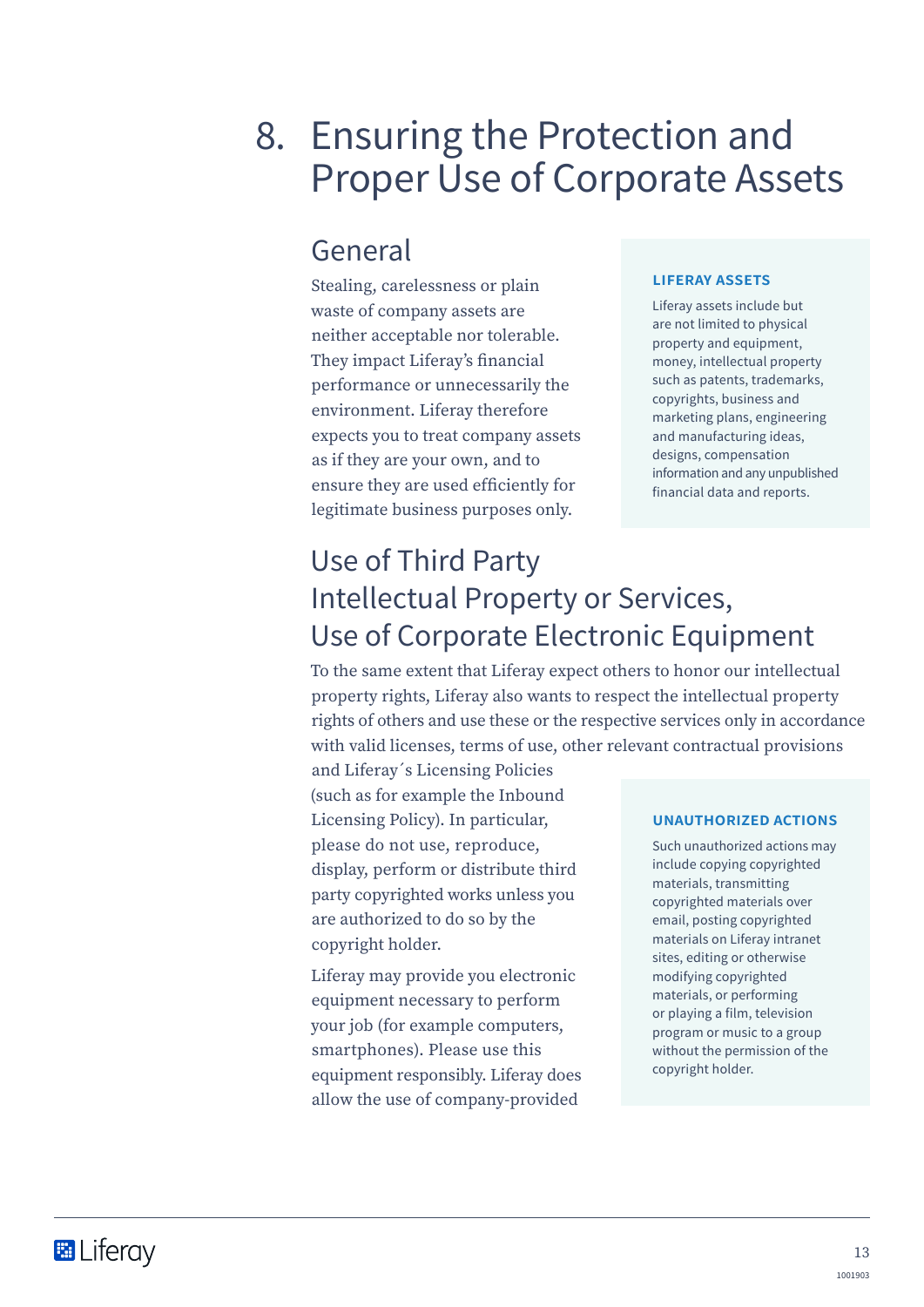# 8. Ensuring the Protection and Proper Use of Corporate Assets

## General

Stealing, carelessness or plain waste of company assets are neither acceptable nor tolerable. They impact Liferay's financial performance or unnecessarily the environment. Liferay therefore expects you to treat company assets as if they are your own, and to ensure they are used efficiently for legitimate business purposes only.

**LIFERAY ASSETS**

Liferay assets include but are not limited to physical property and equipment, money, intellectual property such as patents, trademarks, copyrights, business and marketing plans, engineering and manufacturing ideas, designs, compensation information and any unpublished financial data and reports.

## Use of Third Party Intellectual Property or Services, Use of Corporate Electronic Equipment

To the same extent that Liferay expect others to honor our intellectual property rights, Liferay also wants to respect the intellectual property rights of others and use these or the respective services only in accordance with valid licenses, terms of use, other relevant contractual provisions and Liferay´s Licensing Policies (such as for example the Inbound Licensing Policy). In particular, please do not use, reproduce, display, perform or distribute third party copyrighted works unless you are authorized to do so by the copyright holder.

**UNAUTHORIZED ACTIONS**

Such unauthorized actions may include copying copyrighted materials, transmitting copyrighted materials over email, posting copyrighted materials on Liferay intranet sites, editing or otherwise modifying copyrighted materials, or performing or playing a film, television program or music to a group without the permission of the copyright holder.

Liferay may provide you electronic equipment necessary to perform your job (for example computers, smartphones). Please use this equipment responsibly. Liferay does allow the use of company-provided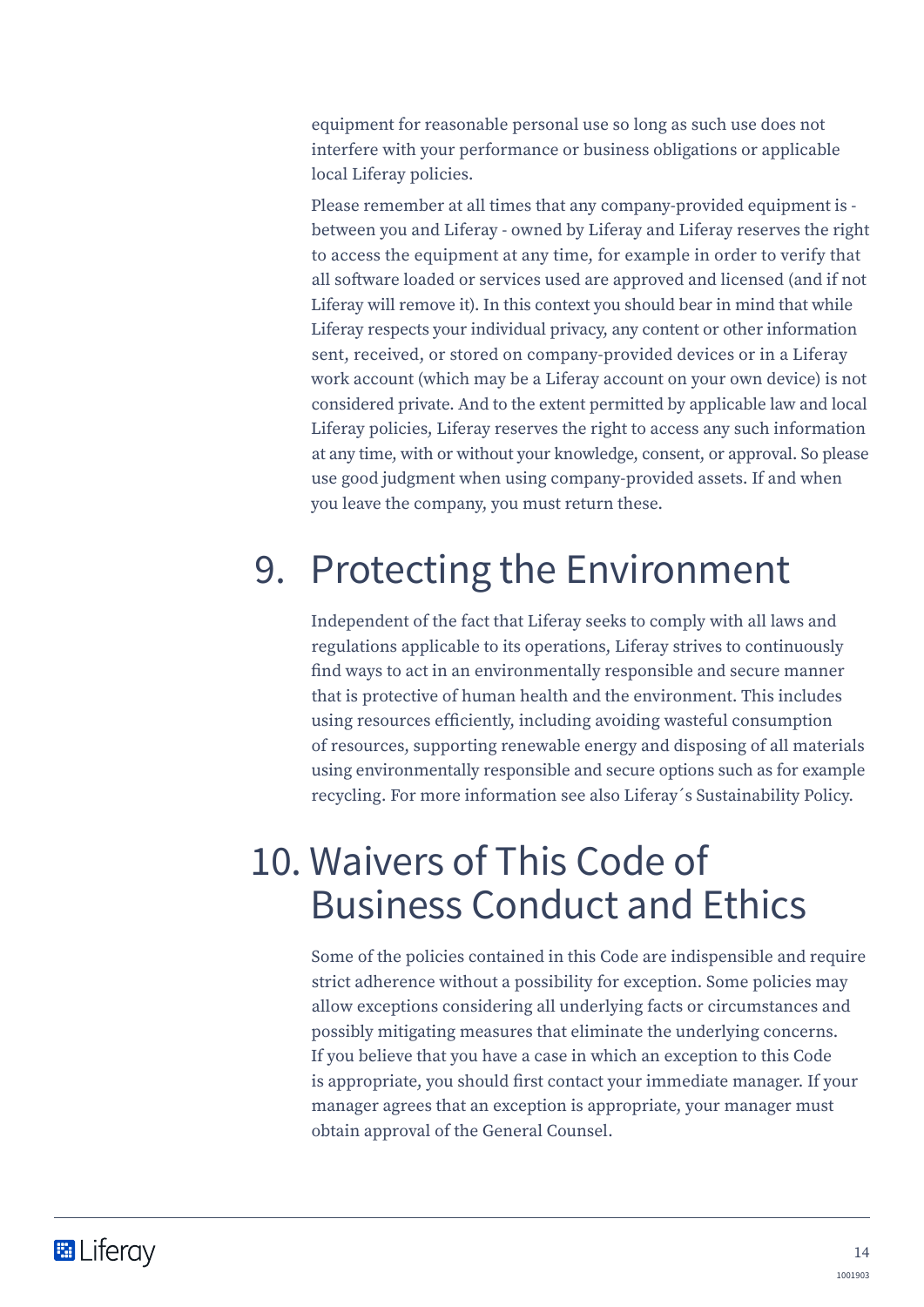equipment for reasonable personal use so long as such use does not interfere with your performance or business obligations or applicable local Liferay policies.

Please remember at all times that any company-provided equipment is - between you and Liferay - owned by Liferay and Liferay reserves the right to access the equipment at any time, for example in order to verify that all software loaded or services used are approved and licensed (and if not Liferay will remove it). In this context you should bear in mind that while Liferay respects your individual privacy, any content or other information sent, received, or stored on company-provided devices or in a Liferay work account (which may be a Liferay account on your own device) is not considered private. And to the extent permitted by applicable law and local Liferay policies, Liferay reserves the right to access any such information at any time, with or without your knowledge, consent, or approval. So please use good judgment when using company-provided assets. If and when you leave the company, you must return these.

# 9. Protecting the Environment

Independent of the fact that Liferay seeks to comply with all laws and regulations applicable to its operations, Liferay strives to continuously find ways to act in an environmentally responsible and secure manner that is protective of human health and the environment. This includes using resources efficiently, including avoiding wasteful consumption of resources, supporting renewable energy and disposing of all materials using environmentally responsible and secure options such as for example recycling. For more information see also Liferay´s Sustainability Policy.

# 10. Waivers of This Code of Business Conduct and Ethics

Some of the policies contained in this Code are indispensible and require strict adherence without a possibility for exception. Some policies may allow exceptions considering all underlying facts or circumstances and possibly mitigating measures that eliminate the underlying concerns. If you believe that you have a case in which an exception to this Code is appropriate, you should first contact your immediate manager. If your manager agrees that an exception is appropriate, your manager must obtain approval of the General Counsel.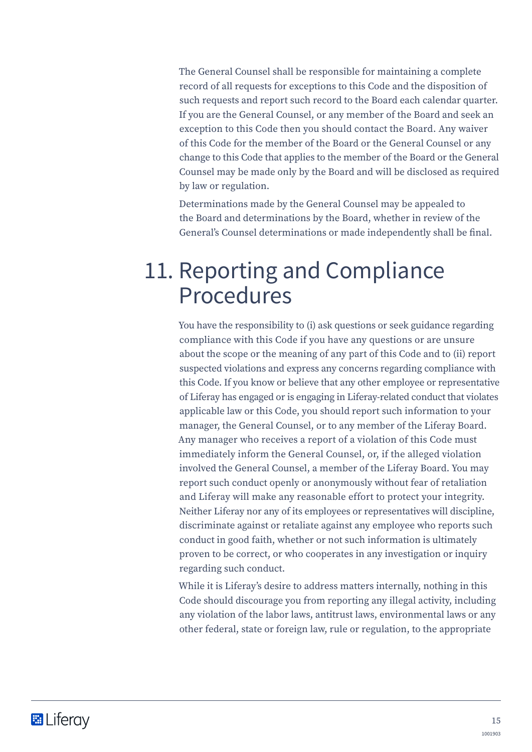The General Counsel shall be responsible for maintaining a complete record of all requests for exceptions to this Code and the disposition of such requests and report such record to the Board each calendar quarter. If you are the General Counsel, or any member of the Board and seek an exception to this Code then you should contact the Board. Any waiver of this Code for the member of the Board or the General Counsel or any change to this Code that applies to the member of the Board or the General Counsel may be made only by the Board and will be disclosed as required by law or regulation.

Determinations made by the General Counsel may be appealed to the Board and determinations by the Board, whether in review of the General's Counsel determinations or made independently shall be final.

# 11. Reporting and Compliance Procedures

You have the responsibility to (i) ask questions or seek guidance regarding compliance with this Code if you have any questions or are unsure about the scope or the meaning of any part of this Code and to (ii) report suspected violations and express any concerns regarding compliance with this Code. If you know or believe that any other employee or representative of Liferay has engaged or is engaging in Liferay-related conduct that violates applicable law or this Code, you should report such information to your manager, the General Counsel, or to any member of the Liferay Board. Any manager who receives a report of a violation of this Code must immediately inform the General Counsel, or, if the alleged violation involved the General Counsel, a member of the Liferay Board. You may report such conduct openly or anonymously without fear of retaliation and Liferay will make any reasonable effort to protect your integrity. Neither Liferay nor any of its employees or representatives will discipline, discriminate against or retaliate against any employee who reports such conduct in good faith, whether or not such information is ultimately proven to be correct, or who cooperates in any investigation or inquiry regarding such conduct.

While it is Liferay's desire to address matters internally, nothing in this Code should discourage you from reporting any illegal activity, including any violation of the labor laws, antitrust laws, environmental laws or any other federal, state or foreign law, rule or regulation, to the appropriate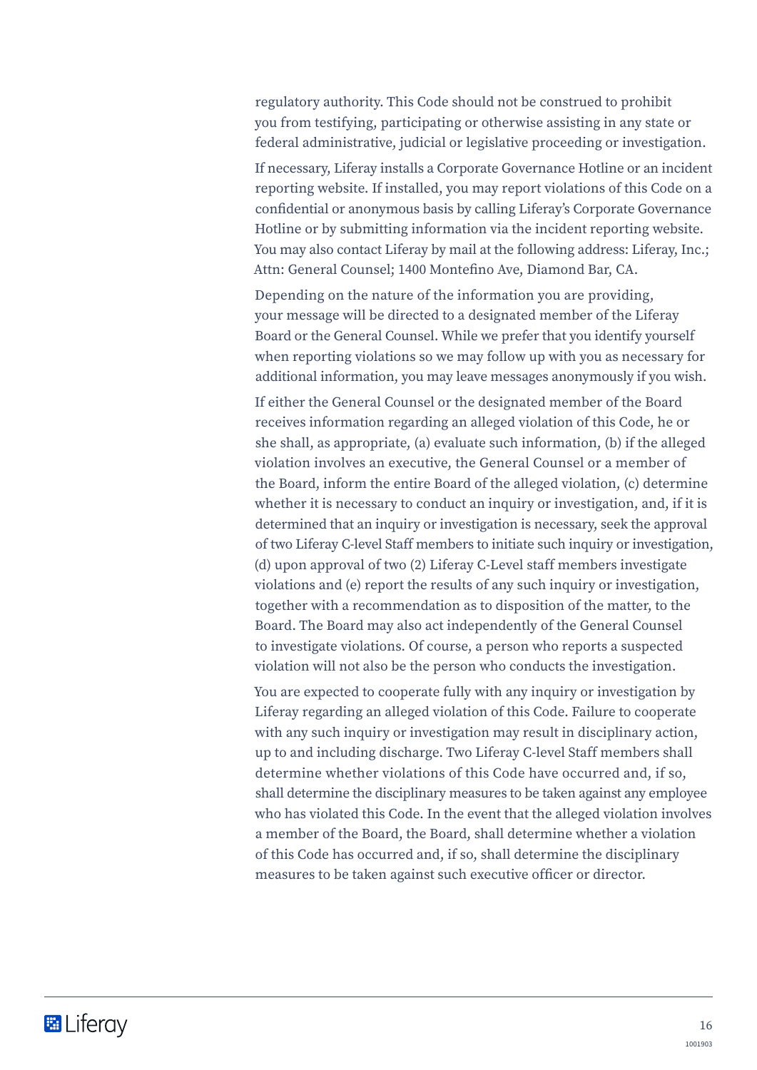regulatory authority. This Code should not be construed to prohibit you from testifying, participating or otherwise assisting in any state or federal administrative, judicial or legislative proceeding or investigation.

If necessary, Liferay installs a Corporate Governance Hotline or an incident reporting website. If installed, you may report violations of this Code on a confidential or anonymous basis by calling Liferay's Corporate Governance Hotline or by submitting information via the incident reporting website. You may also contact Liferay by mail at the following address: Liferay, Inc.; Attn: General Counsel; 1400 Montefino Ave, Diamond Bar, CA.

Depending on the nature of the information you are providing, your message will be directed to a designated member of the Liferay Board or the General Counsel. While we prefer that you identify yourself when reporting violations so we may follow up with you as necessary for additional information, you may leave messages anonymously if you wish.

If either the General Counsel or the designated member of the Board receives information regarding an alleged violation of this Code, he or she shall, as appropriate, (a) evaluate such information, (b) if the alleged violation involves an executive, the General Counsel or a member of the Board, inform the entire Board of the alleged violation, (c) determine whether it is necessary to conduct an inquiry or investigation, and, if it is determined that an inquiry or investigation is necessary, seek the approval of two Liferay C-level Staff members to initiate such inquiry or investigation, (d) upon approval of two (2) Liferay C-Level staff members investigate violations and (e) report the results of any such inquiry or investigation, together with a recommendation as to disposition of the matter, to the Board. The Board may also act independently of the General Counsel to investigate violations. Of course, a person who reports a suspected violation will not also be the person who conducts the investigation.

You are expected to cooperate fully with any inquiry or investigation by Liferay regarding an alleged violation of this Code. Failure to cooperate with any such inquiry or investigation may result in disciplinary action, up to and including discharge. Two Liferay C-level Staff members shall determine whether violations of this Code have occurred and, if so, shall determine the disciplinary measures to be taken against any employee who has violated this Code. In the event that the alleged violation involves a member of the Board, the Board, shall determine whether a violation of this Code has occurred and, if so, shall determine the disciplinary measures to be taken against such executive officer or director.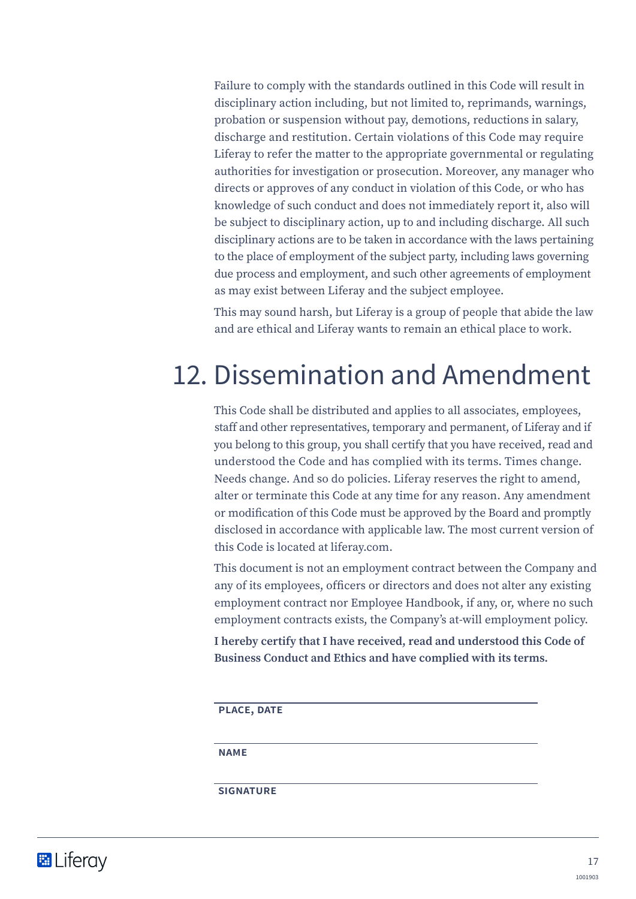Failure to comply with the standards outlined in this Code will result in disciplinary action including, but not limited to, reprimands, warnings, probation or suspension without pay, demotions, reductions in salary, discharge and restitution. Certain violations of this Code may require Liferay to refer the matter to the appropriate governmental or regulating authorities for investigation or prosecution. Moreover, any manager who directs or approves of any conduct in violation of this Code, or who has knowledge of such conduct and does not immediately report it, also will be subject to disciplinary action, up to and including discharge. All such disciplinary actions are to be taken in accordance with the laws pertaining to the place of employment of the subject party, including laws governing due process and employment, and such other agreements of employment as may exist between Liferay and the subject employee.

This may sound harsh, but Liferay is a group of people that abide the law and are ethical and Liferay wants to remain an ethical place to work.

# 12. Dissemination and Amendment

This Code shall be distributed and applies to all associates, employees, staff and other representatives, temporary and permanent, of Liferay and if you belong to this group, you shall certify that you have received, read and understood the Code and has complied with its terms. Times change. Needs change. And so do policies. Liferay reserves the right to amend, alter or terminate this Code at any time for any reason. Any amendment or modification of this Code must be approved by the Board and promptly disclosed in accordance with applicable law. The most current version of this Code is located at liferay.com.

This document is not an employment contract between the Company and any of its employees, officers or directors and does not alter any existing employment contract nor Employee Handbook, if any, or, where no such employment contracts exists, the Company's at-will employment policy.

**I hereby certify that I have received, read and understood this Code of Business Conduct and Ethics and have complied with its terms.**

______________________________

**PLACE, DATE**

______________________________

**NAME**

______________________________

**SIGNATURE**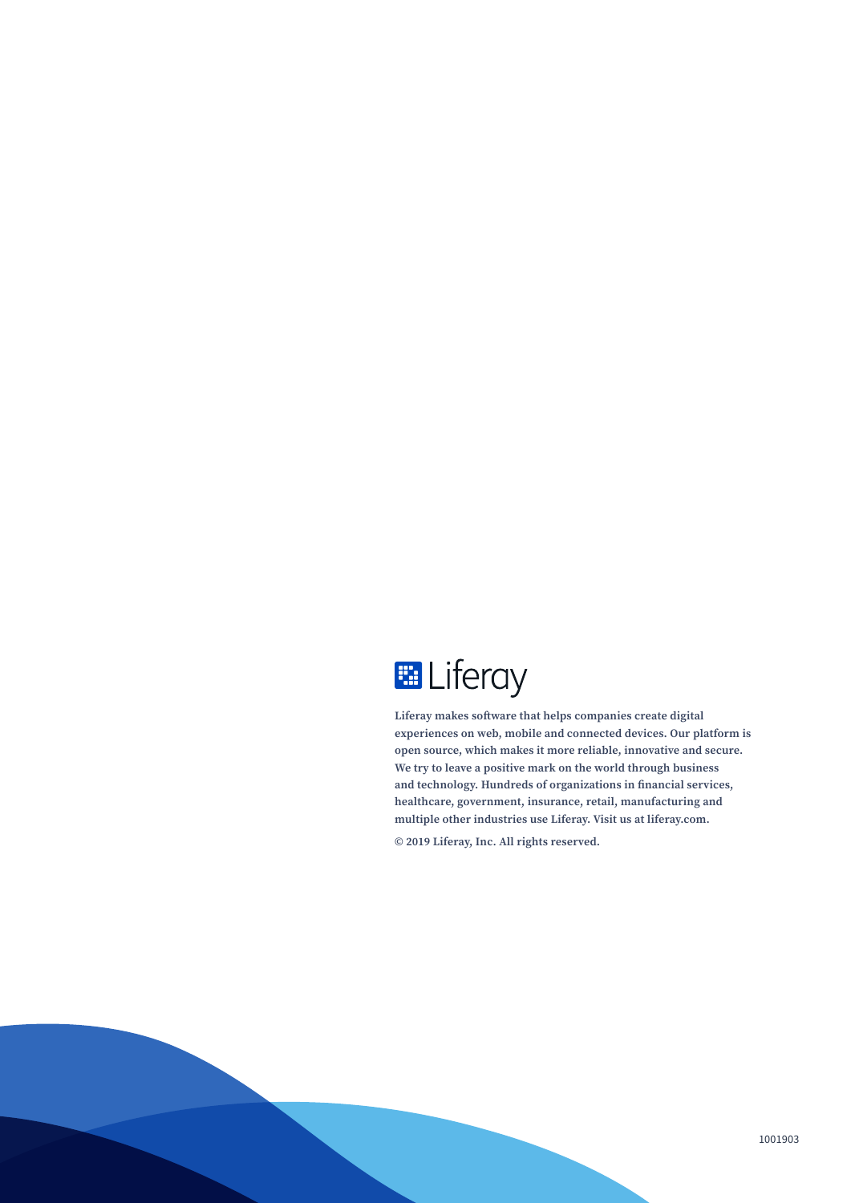Liferay

**Liferay makes software that helps companies create digital experiences on web, mobile and connected devices. Our platform is open source, which makes it more reliable, innovative and secure. We try to leave a positive mark on the world through business and technology. Hundreds of organizations in financial services, healthcare, government, insurance, retail, manufacturing and multiple other industries use Liferay. Visit us at liferay.com.**

**© 2019 Liferay, Inc. All rights reserved.**

1001903